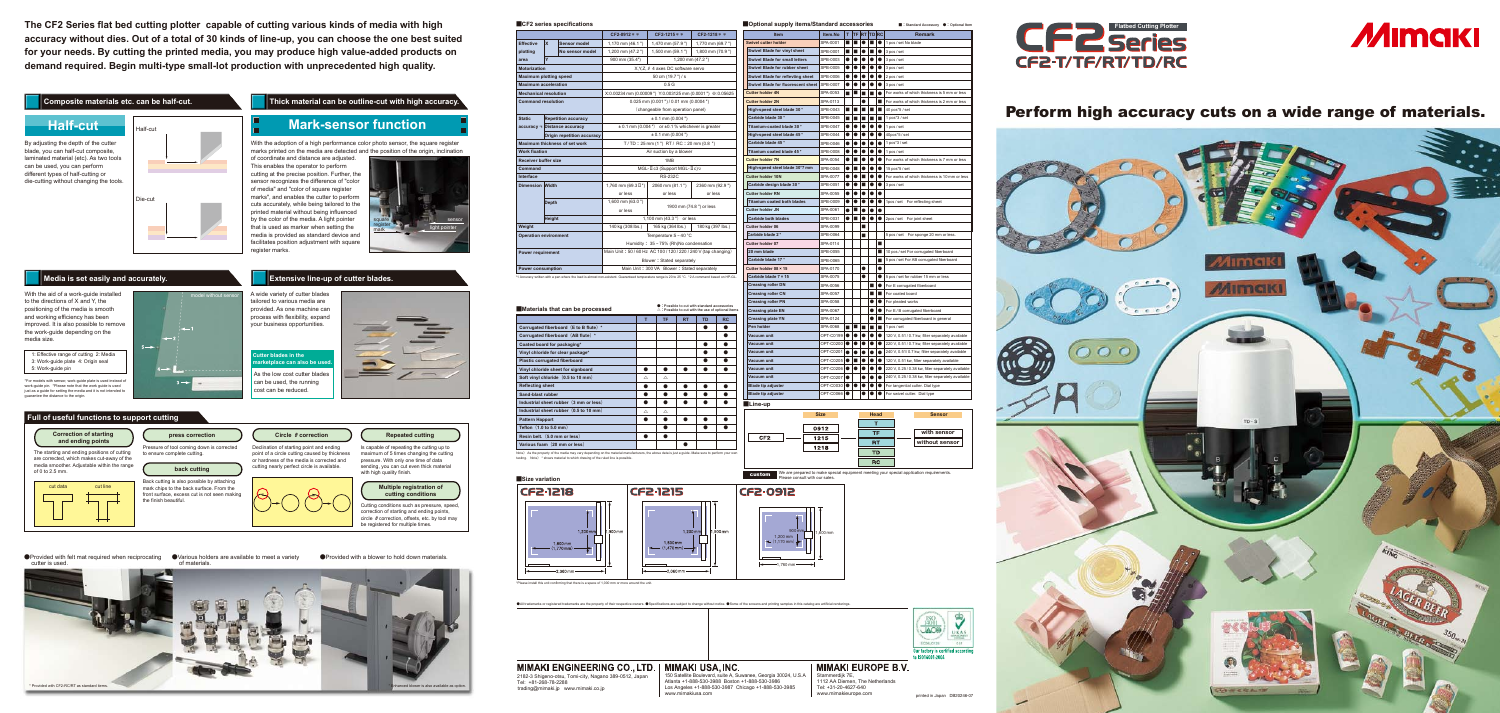# CF2 Series

**CF2-T/TF/RT/TD/RC** — Flatbed Cutting Plotter

**MIMAKI**

## Perform high accuracy cuts on a wide range of materials.

The CF2 Series flat bed cutting plotter capable of cutting various kinds of media with high accuracy without dies. Out of a total of 30 kinds of line-up, you can choose the one best suited for your needs. By cutting the printed media, you may produce high value-added products on demand required. Begin multi-type small-lot production with unprecedented high quality.

### Composite materials etc. can be half-cut.

## Half-cut

By adjusting the depth of the cutter blade, you can half-cut composite, laminated material (etc). As two tools can be used, you can perform different types of half-cutting or die-cutting without changing the tools.

Half-cut

Die-cut

### Thick material can be outline-cut with high accuracy.

## Mark-sensor function

With the adoption of a high performance color photo sensor, the square register marks printed on the media are detected and the position of the origin, inclination of coordinate and distance are adjusted. This enables the operator to perform cutting at the precise position. Further, the sensor recognizes the difference of "color of media" and "color of square register marks", and enables the cutter to perform cuts accurately, while being tailored to the printed material without being influenced by the color of the media. A light pointer that is used as marker when setting the media is provided as standard device and facilitates position adjustment with square register marks.

square register mark — sensor — light pointer

### Media is set easily and accurately.

With the aid of a work-guide installed to the directions of X and Y, the positioning of the media is smooth and working efficiency has been improved. It is also possible to remove the work-guide depending on the media size.

1: Effective range of cutting 2: Media
3: Work-guide plate 4: Origin seal
5: Work-guide pin

*For models with sensor, work-guide plate is used instead of work-guide pin. Please note that the work-guide is used just as a guide for setting the media and it is not intended to guarantee the distance to the origin.

model without sensor

### Extensive line-up of cutter blades.

A wide variety of cutter blades tailored to various media are provided. As one machine can process with flexibility, expand your business opportunities.

**Cutter blades in the marketplace can also be used.**

As the low cost cutter blades can be used, the running cost can be reduced.

### Full of useful functions to support cutting

**Correction of starting and ending points**

The starting and ending positions of cutting are corrected, which makes cut-away of the media smoother. Adjustable within the range of 0 to 2.5 mm.

cut data — cut line

**press correction**

Pressure of tool coming down is corrected to ensure complete cutting.

**back cutting**

Back cutting is also possible by attaching mark chips to the back surface. From the front surface, excess cut is not seen making the finish beautiful.

**Circle ≠ correction**

Destination of starting point and ending point of a circle cutting caused by thickness or hardness of the media is corrected and cutting nearly perfect circle is available.

**Repeated cutting**

Is capable of repeating the cutting up to maximum of 5 times changing the cutting pressure. With only one time of data sending, you can cut even thick material with high quality finish.

**Multiple registration of cutting conditions**

Cutting conditions such as pressure, speed, correction of starting and ending points, circle ≠ correction, offsets, etc. by tool may be registered for multiple times.

●Provided with felt mat required when reciprocating cutter is used.

●Various holders are available to meet a variety of materials.

●Provided with a blower to hold down materials.

* Provided with CF2-RC/RT as standard items. — Enhanced blower is also available as option.

### ■CF2 series specifications

| | | | CF2-0912□□ | CF2-1215□□ | CF2-1218□□ |
|---|---|---|---|---|---|
| Effective plotting area | X | Sensor model | 1,170 mm (46.1") | 1,470 mm (57.9") | 1,770 mm (69.7") |
| | | No sensor model | 1,200 mm (47.2") | 1,500 mm (59.1") | 1,800 mm (70.9") |
| | Y | | 900 mm (35.4") | 1,200 mm (47.2") | |
| Motorization | | | X, Y, Z, θ 4 axes DC software servo | | |
| Maximum plotting speed | | | 50 cm (19.7") / s | | |
| Maximum acceleration | | | 0.5 G | | |
| Mechanical resolution | | | X: 0.00234 mm (0.00009") Y: 0.00125 mm (0.00005") θ: 0.0625° | | |
| Command resolution | | | 0.025 mm (0.001") / 0.01 mm (0.0004") (changeable from operation panel) | | |
| Static accuracy | Repetition accuracy | | ± 0.1 mm (0.004") | | |
| | Distance accuracy | | ± 0.1 mm (0.004") or ± 0.1% whichever is greater | | |
| | Origin repetition accuracy | | ± 0.1 mm (0.004") | | |
| Maximum thickness of set work | | | T / TD : 25 mm (1") RT / RC : 25 mm (0.6") | | |
| Work fixation | | | Air suction by a blower | | |
| Receiver buffer size | | | 1MB | | |
| Command | | | MGL-IIc3 (Support MGL-IIc) | | |
| Interface | | | RS-232C | | |
| Dimension | Width | | 1,760 mm (69.3") or less | 2060 mm (81.1") or less | 2360 mm (92.9") or less |
| | Depth | | 1,600 mm (63.0") or less | 1900 mm (74.8") or less | |
| | Height | | 1,100 mm (43.3") or less | | |
| Weight | | | 140 kg (308 lbs.) | 165 kg (364 lbs.) | 180 kg (397 lbs.) |
| Operation environment | | | Temperature: 5 ~ 40 °C; Humidity: 35 ~ 75% (RH)No condensation | | |
| Power requirement | | | Main Unit : 50/ 60 Hz, AC 100/ 120/ 220 / 240 V (by changing); Blower : Stated separately | | |
| Power consumption | | | Main Unit : 300 VA, Blower : Stated separately | | |

*1 Accuracy within with a pen where the tool is at mid-cut ambient. Guaranteed temperature range is 20 to 25 °C. *2 A command based on RS-G...

### ■Materials that can be processed

● : Possible to cut with standard accessories
△ : Possible to cut with the use of optional items

| | T | TF | RT | TD | RC |
|---|---|---|---|---|---|
| Corrugated fiberboard (S to B flute) * | | | | ● | ● |
| Corrugated fiberboard (AB flute) * | | | | | ● |
| Coated board for packaging* | | | | ● | ● |
| Vinyl chloride for clear package* | | | | ● | ● |
| Plastic corrugated fiberboard | | | | ● | ● |
| Vinyl chloride sheet for signboard | ● | ● | ● | ● | ● |
| Soft vinyl chloride (0.5 to 10 mm) | △ | △ | | | |
| Reflecting sheet | ● | ● | ● | ● | ● |
| Sand-blast rubber | ● | ● | ● | ● | ● |
| Industrial sheet rubber (3 mm or less) | ● | ● | ● | ● | ● |
| Industrial sheet rubber (3.0 to 10 mm) | △ | △ | | | |
| Pattern Happot | ● | ● | ● | ● | ● |
| Teflon (1.0 to 3.0 mm) | | ● | | ● | ● |
| Resin belt (3.0 mm or less) | ● | ● | | | |
| Various foam (20 mm or less) | | | ● | | |

Note) : As the property of the media may vary depending on the material manufacturers, the above data is just a guide. Make sure to perform your own testing. (data) * shows material to which creasing of line (dot) line is possible.

### ■Optional supply items/Standard accessories

■ : Standard Accessory ● : Optional item

| Item | Item No. | T | TF | RT | TD | RC | Remark |
|---|---|---|---|---|---|---|---|
| Swivel cutter holder | SPB-0001 | ■ | ■ | ■ | ■ | ■ | 1 pce / set No blade |
| Swivel Blade for vinyl sheet | SPB-0001 | ● | ● | ● | ● | ● | 3 pcs / set |
| Swivel Blade for small letters | SPB-0002 | ● | ● | ● | ● | ● | 3 pcs / set |
| Swivel Blade for rubber sheet | SPB-0003 | ● | ● | ● | ● | ● | 3 pcs / set |
| Swivel Blade for reflecting sheet | SPB-0005 | ● | ● | ● | ● | ● | 2 pcs / set |
| Swivel Blade for fluorescent sheet | SPB-0007 | ● | ● | ● | ● | ● | 3 pcs / set |
| Cutter holder 4H | SPB-0030 | ■ | ■ | ■ | ● | ● | For works of which thickness is 5 mm or less |
| Cutter holder 2H | SPB-0115 | | | ● | | ● | For works of which thickness is 2 mm or less |
| High-speed steel blade 30 ° | SPB-0031 | ● | ■ | ■ | ● | ■ | 20 pcs/1 / set |
| Carbide blade 30 ° | SPB-0035 | ■ | ■ | ■ | ● | ■ | 1 pce/1 / set |
| Titanium-coated blade 30 ° | SPB-0037 | ● | ● | ● | ● | ● | 1 pce / set |
| High-speed steel blade 45 ° | SPB-0042 | ● | ● | ● | ● | ● | 20pcs/1 / set |
| Carbide blade 45 ° | SPB-0045 | ● | ● | ● | ● | ● | 1 pce/1 / set |
| Titanium-coated blade 45 ° | SPB-0005 | ● | ● | ● | ● | ● | 1 pce / set |
| Cutter holder 7H | SPB-0094 | ● | ● | ● | ● | ● | For works of which thickness is 7 mm or less |
| High-speed steel blade 30°7 mm | SPB-0095 | ● | ● | ● | ● | ● | 10 pcs/1 / set |
| Cutter holder 10N | SPB-0077 | ● | ● | ● | ● | ● | For works of which thickness is 10 mm or less |
| Carbide design blade 30 ° | SPB-0051 | ● | ● | ● | ● | ● | 3 pcs / set |
| Cutter holder RH | SPB-0058 | ● | ● | ● | ● | ● | |
| Titanium coated both blades | SPB-0059 | ● | ● | ● | ● | ● | 5pcs / set For reflecting sheet |
| Cutter holder 2H | SPB-0061 | ● | ■ | ● | ● | ● | |
| Carbide both blades | SPB-0021 | ● | ● | ● | ● | ● | 4pcs / set For print sheet |
| Cutter holder 06 | SPB-0099 | | | ■ | | | |
| Carbide blade 2 ° | SPB-0064 | | | ■ | | | 5 pcs / set For sponge 20 mm or less |
| Cutter holder 07 | SPB-0114 | | | | | ■ | |
| 10 mm blade | SPB-0065 | | | | | ■ | 10 pcs / set For corrugated fiberboard |
| Carbide blade 17 ° | SPB-0066 | | | | | ■ | 5 pcs / set For AB corrugated fiberboard |
| Cutter holder 06 + 15 | SPB-0170 | | | ● | | ● | |
| Carbide blade 7 + 15 | SPB-0075 | | | ● | | ● | 5 pcs / set for rubber 15 mm or less |
| Creasing roller CN | SPB-0086 | | | | ● | ■ | For B corrugated fiberboard |
| Creasing roller CN | SPB-0087 | | | | ● | ■ | For coated board |
| Creasing roller PN | SPB-0088 | | | | ● | ■ | For plotted works |
| Creasing guide EN | SPB-0087 | | | | ● | ■ | For E / B corrugated fiberboard |
| Creasing guide FN | SPB-0124 | | | | ● | ■ | For corrugated fiberboard in general |
| Pen holder | SPB-0068 | ■ | ■ | ■ | ■ | ■ | 1 pce / set |
| Vacuum unit | OPT-C0198 | ● | ● | ● | ● | ● | 100 V, 0.51 / 0.7 kw, filter separately available |
| Vacuum unit | OPT-C0200 | ● | ● | ● | ● | ● | 200 V, 0.51 / 0.7 kw, filter separately available |
| Vacuum unit | OPT-C0201 | ● | ● | ● | ● | ● | 200 V, 0.51 / 0.7 kw, filter separately available |
| Vacuum unit | OPT-C0202 | ● | ● | ● | ● | ● | 100 V, 0.61 kw, filter separately available |
| Vacuum unit | OPT-C0203 | ● | ● | ● | ● | ● | 200 V, 0.25 / 0.39 kw, filter separately available |
| Vacuum unit | OPT-C0207 | | | ● | ● | ● | 200 V, 0.25 / 0.39 kw, filter separately available |
| Blade tip adjuster | OPT-C0050 | ● | ● | ● | ● | ● | For tangential cutter, Dial type |
| Blade tip adjuster | OPT-C0080 | ● | | ● | ● | ● | For swivel cutter, Dial type |

### ■Line-up

| | Size | Head | Sensor |
|---|---|---|---|
| CF2 | 0912 | T | with sensor |
| | 1215 | TF | without sensor |
| | 1218 | RT | |
| | | TD | |
| | | RC | |

**custom** We are prepared to make special equipment meeting your special application requirements. Please consult with our sales.

### ■Size variation

CF2-1218 — CF2-1215 — CF2-0912

*Please install this unit confirming that there is a space of 1,000 mm or more around the unit.

●All trademarks or registered trademarks are the property of their respective owners. ●Specifications are subject to change without notice. ●Some of the screens and printing samples in this catalog are artificial renderings.

Our factory is certified according to ISO14001:2004

**MIMAKI ENGINEERING CO., LTD.**
2182-3 Shigeno-otsu, Tomi-city, Nagano 389-0512, Japan
Tel: +81-268-78-2288
trading@mimaki.jp www.mimaki.co.jp

**MIMAKI USA, INC.**
150 Satellite Boulevard, suite A, Suwanee, Georgia 30024, U.S.A
Atlanta +1-888-530-3988 Boston +1-888-530-3986
Los Angeles +1-888-530-3987 Chicago +1-888-530-3985
www.mimakiusa.com

**MIMAKI EUROPE B.V.**
Stammerdijk 7E,
1112 AA Diemen, The Netherlands
Tel: +31-20-4627-640
www.mimakieurope.com

printed in Japan D620349-07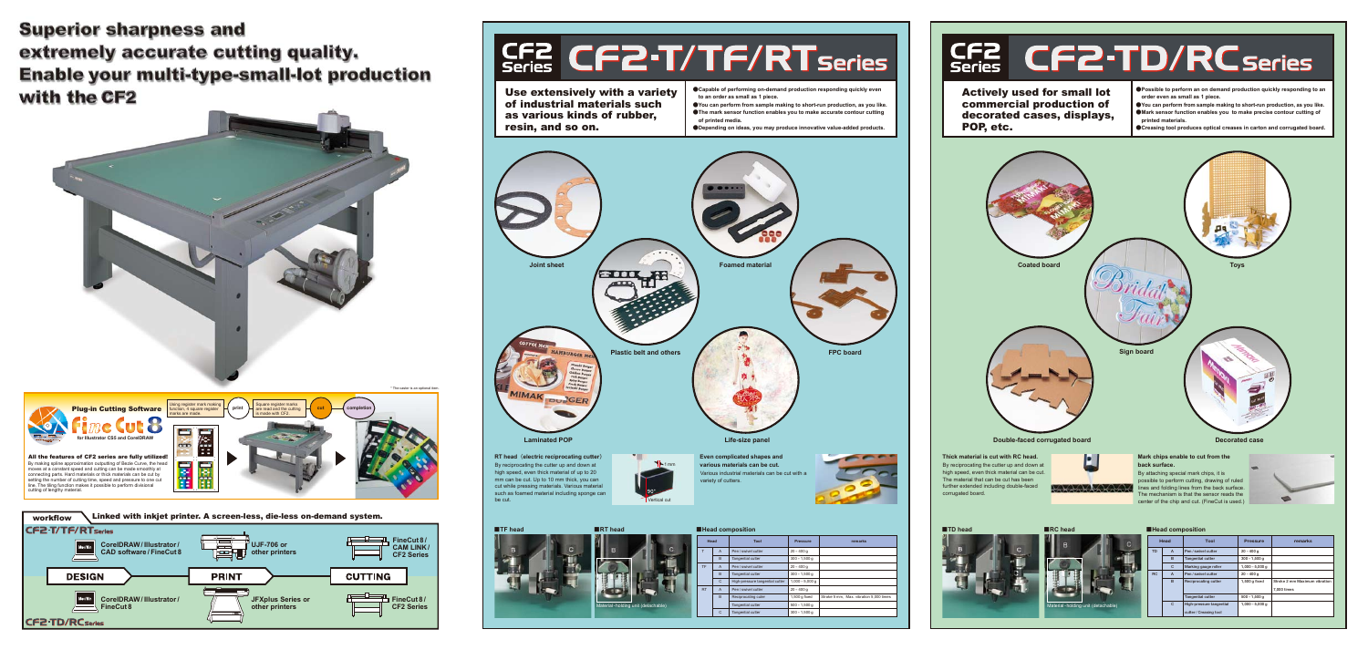# Superior sharpness and extremely accurate cutting quality. Enable your multi-type-small-lot production with the CF2

* The caster is an optional item.

**Plug-in Cutting Software** FineCut 8 for Illustrator CS5 and CorelDRAW

Using register mark making function, 4 square register marks are made → print → Square register marks are read and the cutting is made with CF2 → cut → completion

**All the features of CF2 series are fully utilized!**

By making spline approximation outputting of Bezier Curve, the head moves at a constant speed and cutting can be made smoothly at connecting parts. Hard materials or thick materials can be cut by setting the number of cutting time, speed and pressure to one cut line. The tiling function makes it possible to perform divisional cutting of lengthy material.

**workflow** — Linked with inkjet printer. A screen-less, die-less on-demand system.

| | DESIGN | PRINT | CUTTING |
|---|---|---|---|
| CF2-T/TF/RT Series | CorelDRAW / Illustrator / CAD software / FineCut 8 | UJF-706 or other printers | FineCut 8 / CAM LINK / CF2 Series |
| CF2-TD/RC Series | CorelDRAW / Illustrator / FineCut 8 | JFXplus Series or other printers | FineCut 8 / CF2 Series |

# CF2 Series CF2-T/TF/RT Series

**Use extensively with a variety of industrial materials such as various kinds of rubber, resin, and so on.**

- Capable of performing on-demand production responding quickly even to an order as small as 1 piece.
- You can perform from sample making to short-run production, as you like.
- The mark sensor function enables you to make accurate contour cutting of printed media.
- Depending on ideas, you may produce innovative value-added products.

Joint sheet

Foamed material

Plastic belt and others

FPC board

Laminated POP

Life-size panel

**RT head (electric reciprocating cutter)**

By reciprocating the cutter up and down at high speed, even thick material of up to 20 mm can be cut. Up to 10 mm thick, you can cut while pressing materials. Various material such as foamed material including sponge can be cut.

1 mm

90°

Vertical cut

**Even complicated shapes and various materials can be cut.**

Various industrial materials can be cut with a variety of cutters.

**■TF head**

**■RT head**

Material-holding unit (detachable)

**■Head composition**

| Head | | Tool | Pressure | remarks |
|---|---|---|---|---|
| T | A | Pen / swivel cutter | 20 – 450 g | |
| | B | Tangential cutter | 300 – 1,500 g | |
| TF | A | Pen / swivel cutter | 20 – 450 g | |
| | B | Tangential cutter | 300 – 1,500 g | |
| | C | High-pressure tangential cutter | 1,000 – 5,000 g | |
| RT | A | Pen / swivel cutter | 20 – 450 g | |
| | B | Reciprocating cutter | 1,500 g fixed | Stroke 0.8 mm Max. vibration 8,000 times |
| | | Tangential cutter | 300 – 1,500 g | |
| | C | Tangential cutter | 300 – 1,500 g | |

# CF2 Series CF2-TD/RC Series

**Actively used for small lot commercial production of decorated cases, displays, POP, etc.**

- Possible to perform an on demand production quickly responding to an order even as small as 1 piece.
- You can perform from sample making to short-run production, as you like.
- Mark sensor function enables you to make precise contour cutting of printed materials.
- Creasing tool produces optical creases in carton and corrugated board.

Coated board

Toys

Sign board

Double-faced corrugated board

Decorated case

**Thick material is cut with RC head.**

By reciprocating the cutter up and down at high speed, even thick material can be cut. The material that can be cut has been further extended including double-faced corrugated board.

**Mark chips enable to cut from the back surface.**

By attaching special mark chips, it is possible to perform cutting, drawing of ruled lines and folding lines from the back surface. The mechanism is that the sensor reads the center of the chip and cut. (FineCut is used.)

**■TD head**

**■RC head**

Material-holding unit (detachable)

**■Head composition**

| Head | | Tool | Pressure | remarks |
|---|---|---|---|---|
| TD | A | Pen / swivel cutter | 20 – 450 g | |
| | B | Tangential cutter | 300 – 1,500 g | |
| | C | Marking gauge roller | 1,000 – 5,000 g | |
| RC | A | Pen / swivel cutter | 20 – 450 g | |
| | B | Reciprocating cutter | 1,500 g fixed | Stroke 2 mm Maximum vibration 7,000 times |
| | | Tangential cutter | 300 – 1,500 g | |
| | C | High-pressure tangential cutter / Creasing tool | 1,000 – 5,000 g | |